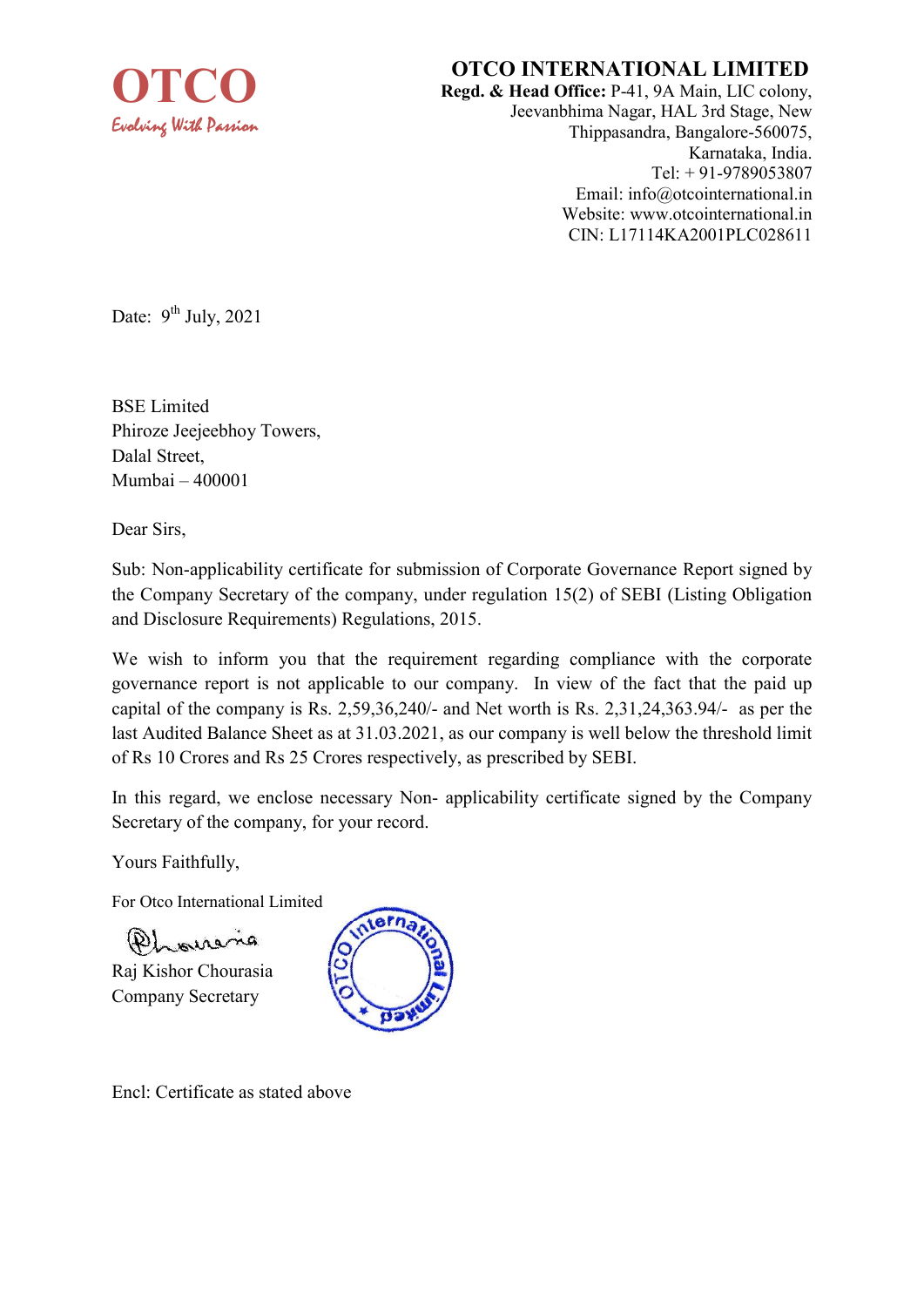**OTCO**
*Evolving With Passion*

# OTCO INTERNATIONAL LIMITED

**Regd. & Head Office:** P-41, 9A Main, LIC colony, Jeevanbhima Nagar, HAL 3rd Stage, New Thippasandra, Bangalore-560075, Karnataka, India.
Tel: + 91-9789053807
Email: info@otcointernational.in
Website: www.otcointernational.in
CIN: L17114KA2001PLC028611

Date: 9th July, 2021

BSE Limited
Phiroze Jeejeebhoy Towers,
Dalal Street,
Mumbai – 400001

Dear Sirs,

Sub: Non-applicability certificate for submission of Corporate Governance Report signed by the Company Secretary of the company, under regulation 15(2) of SEBI (Listing Obligation and Disclosure Requirements) Regulations, 2015.

We wish to inform you that the requirement regarding compliance with the corporate governance report is not applicable to our company. In view of the fact that the paid up capital of the company is Rs. 2,59,36,240/- and Net worth is Rs. 2,31,24,363.94/- as per the last Audited Balance Sheet as at 31.03.2021, as our company is well below the threshold limit of Rs 10 Crores and Rs 25 Crores respectively, as prescribed by SEBI.

In this regard, we enclose necessary Non- applicability certificate signed by the Company Secretary of the company, for your record.

Yours Faithfully,

For Otco International Limited

Raj Kishor Chourasia
Company Secretary

Encl: Certificate as stated above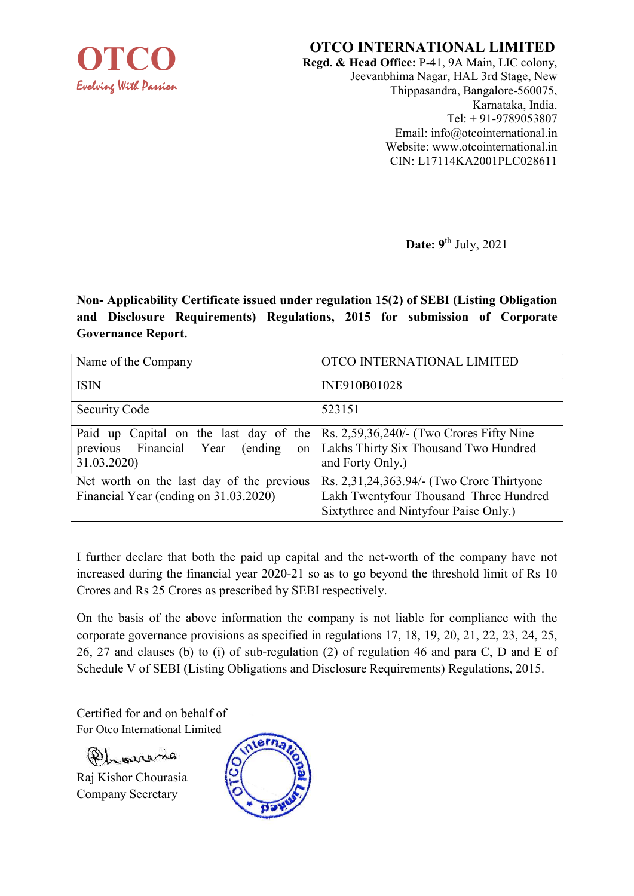OTCO
*Evolving With Passion*

**OTCO INTERNATIONAL LIMITED**
**Regd. & Head Office:** P-41, 9A Main, LIC colony, Jeevanbhima Nagar, HAL 3rd Stage, New Thippasandra, Bangalore-560075, Karnataka, India.
Tel: + 91-9789053807
Email: info@otcointernational.in
Website: www.otcointernational.in
CIN: L17114KA2001PLC028611

**Date: 9th** July, 2021

**Non- Applicability Certificate issued under regulation 15(2) of SEBI (Listing Obligation and Disclosure Requirements) Regulations, 2015 for submission of Corporate Governance Report.**

| | |
|---|---|
| Name of the Company | OTCO INTERNATIONAL LIMITED |
| ISIN | INE910B01028 |
| Security Code | 523151 |
| Paid up Capital on the last day of the previous Financial Year (ending on 31.03.2020) | Rs. 2,59,36,240/- (Two Crores Fifty Nine Lakhs Thirty Six Thousand Two Hundred and Forty Only.) |
| Net worth on the last day of the previous Financial Year (ending on 31.03.2020) | Rs. 2,31,24,363.94/- (Two Crore Thirtyone Lakh Twentyfour Thousand Three Hundred Sixtythree and Nintyfour Paise Only.) |

I further declare that both the paid up capital and the net-worth of the company have not increased during the financial year 2020-21 so as to go beyond the threshold limit of Rs 10 Crores and Rs 25 Crores as prescribed by SEBI respectively.

On the basis of the above information the company is not liable for compliance with the corporate governance provisions as specified in regulations 17, 18, 19, 20, 21, 22, 23, 24, 25, 26, 27 and clauses (b) to (i) of sub-regulation (2) of regulation 46 and para C, D and E of Schedule V of SEBI (Listing Obligations and Disclosure Requirements) Regulations, 2015.

Certified for and on behalf of
For Otco International Limited

Raj Kishor Chourasia
Company Secretary